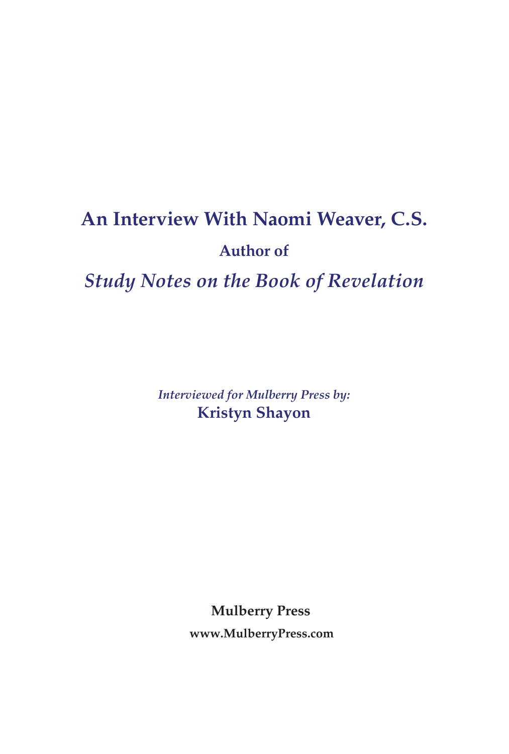# An Interview With Naomi Weaver, C.S.

**Author of**

## *Study Notes on the Book of Revelation*

*Interviewed for Mulberry Press by:*
**Kristyn Shayon**

**Mulberry Press**
**www.MulberryPress.com**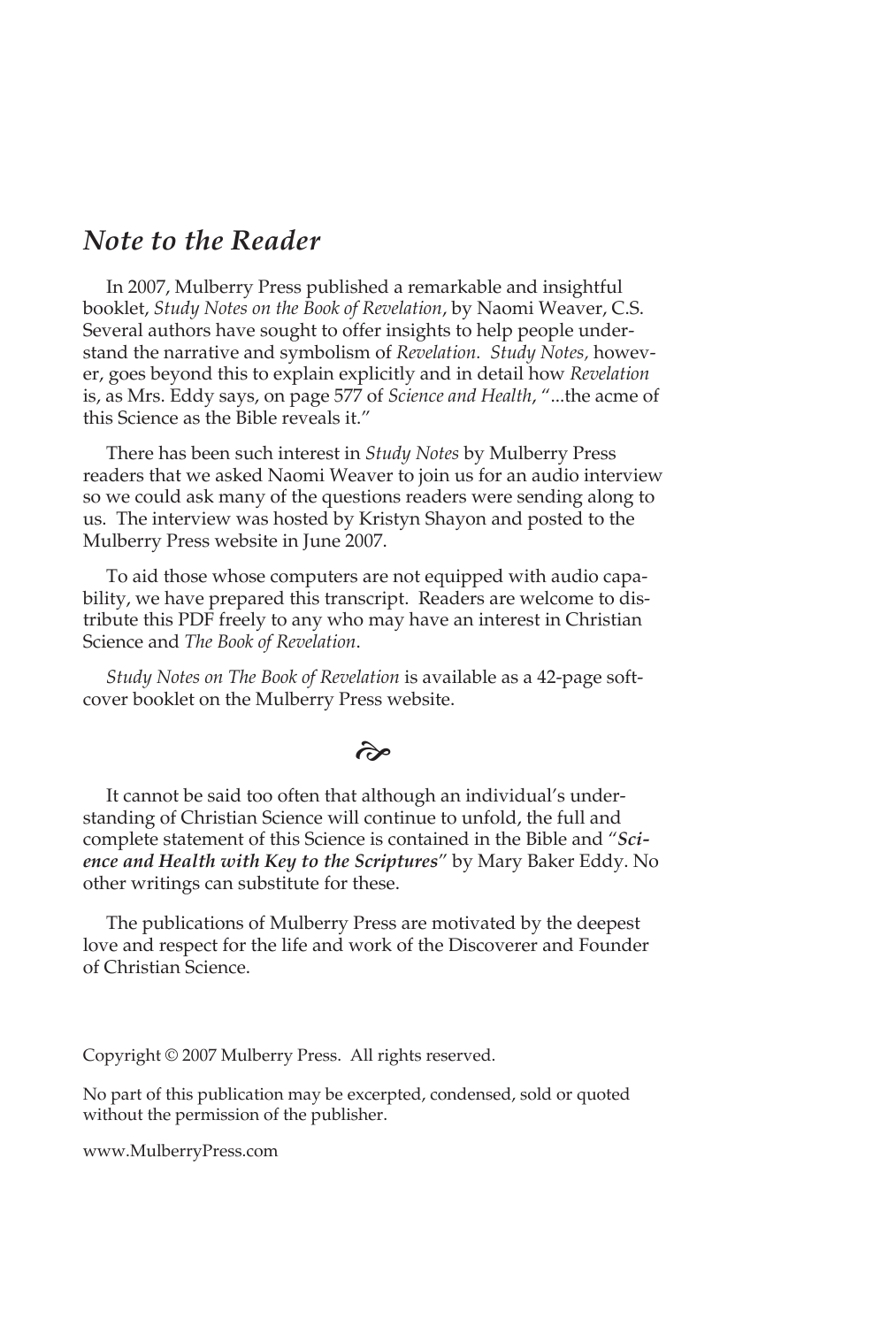## *Note to the Reader*

In 2007, Mulberry Press published a remarkable and insightful booklet, *Study Notes on the Book of Revelation*, by Naomi Weaver, C.S. Several authors have sought to offer insights to help people understand the narrative and symbolism of *Revelation. Study Notes,* however, goes beyond this to explain explicitly and in detail how *Revelation* is, as Mrs. Eddy says, on page 577 of *Science and Health*, "...the acme of this Science as the Bible reveals it."

There has been such interest in *Study Notes* by Mulberry Press readers that we asked Naomi Weaver to join us for an audio interview so we could ask many of the questions readers were sending along to us. The interview was hosted by Kristyn Shayon and posted to the Mulberry Press website in June 2007.

To aid those whose computers are not equipped with audio capability, we have prepared this transcript. Readers are welcome to distribute this PDF freely to any who may have an interest in Christian Science and *The Book of Revelation*.

*Study Notes on The Book of Revelation* is available as a 42-page softcover booklet on the Mulberry Press website.

It cannot be said too often that although an individual's understanding of Christian Science will continue to unfold, the full and complete statement of this Science is contained in the Bible and "***Science and Health with Key to the Scriptures***" by Mary Baker Eddy. No other writings can substitute for these.

The publications of Mulberry Press are motivated by the deepest love and respect for the life and work of the Discoverer and Founder of Christian Science.

Copyright © 2007 Mulberry Press. All rights reserved.

No part of this publication may be excerpted, condensed, sold or quoted without the permission of the publisher.

www.MulberryPress.com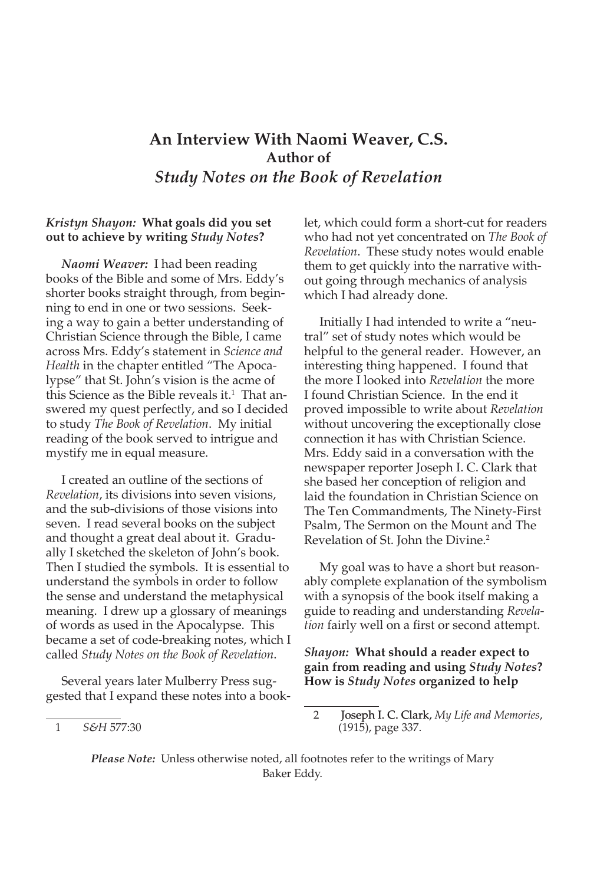# An Interview With Naomi Weaver, C.S.

**Author of**

## *Study Notes on the Book of Revelation*

***Kristyn Shayon:*** **What goals did you set out to achieve by writing *Study Notes*?**

***Naomi Weaver:*** I had been reading books of the Bible and some of Mrs. Eddy's shorter books straight through, from beginning to end in one or two sessions. Seeking a way to gain a better understanding of Christian Science through the Bible, I came across Mrs. Eddy's statement in *Science and Health* in the chapter entitled "The Apocalypse" that St. John's vision is the acme of this Science as the Bible reveals it.[1] That answered my quest perfectly, and so I decided to study *The Book of Revelation*. My initial reading of the book served to intrigue and mystify me in equal measure.

I created an outline of the sections of *Revelation*, its divisions into seven visions, and the sub-divisions of those visions into seven. I read several books on the subject and thought a great deal about it. Gradually I sketched the skeleton of John's book. Then I studied the symbols. It is essential to understand the symbols in order to follow the sense and understand the metaphysical meaning. I drew up a glossary of meanings of words as used in the Apocalypse. This became a set of code-breaking notes, which I called *Study Notes on the Book of Revelation*.

Several years later Mulberry Press suggested that I expand these notes into a booklet, which could form a short-cut for readers who had not yet concentrated on *The Book of Revelation*. These study notes would enable them to get quickly into the narrative without going through mechanics of analysis which I had already done.

Initially I had intended to write a "neutral" set of study notes which would be helpful to the general reader. However, an interesting thing happened. I found that the more I looked into *Revelation* the more I found Christian Science. In the end it proved impossible to write about *Revelation* without uncovering the exceptionally close connection it has with Christian Science. Mrs. Eddy said in a conversation with the newspaper reporter Joseph I. C. Clark that she based her conception of religion and laid the foundation in Christian Science on The Ten Commandments, The Ninety-First Psalm, The Sermon on the Mount and The Revelation of St. John the Divine.[2]

My goal was to have a short but reasonably complete explanation of the symbolism with a synopsis of the book itself making a guide to reading and understanding *Revelation* fairly well on a first or second attempt.

***Shayon:*** **What should a reader expect to gain from reading and using *Study Notes*? How is *Study Notes* organized to help**

---

1 *S&H* 577:30

2 Joseph I. C. Clark, *My Life and Memories*, (1915), page 337.

***Please Note:*** Unless otherwise noted, all footnotes refer to the writings of Mary Baker Eddy.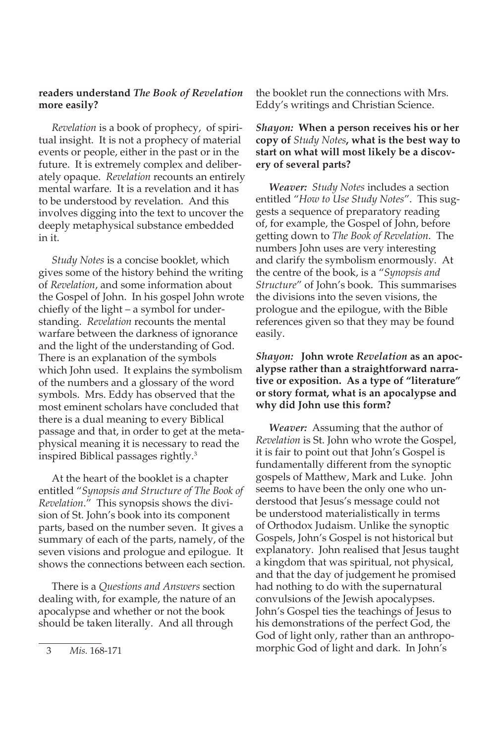**readers understand *The Book of Revelation* more easily?**

*Revelation* is a book of prophecy, of spiritual insight. It is not a prophecy of material events or people, either in the past or in the future. It is extremely complex and deliberately opaque. *Revelation* recounts an entirely mental warfare. It is a revelation and it has to be understood by revelation. And this involves digging into the text to uncover the deeply metaphysical substance embedded in it.

*Study Notes* is a concise booklet, which gives some of the history behind the writing of *Revelation*, and some information about the Gospel of John. In his gospel John wrote chiefly of the light – a symbol for understanding. *Revelation* recounts the mental warfare between the darkness of ignorance and the light of the understanding of God. There is an explanation of the symbols which John used. It explains the symbolism of the numbers and a glossary of the word symbols. Mrs. Eddy has observed that the most eminent scholars have concluded that there is a dual meaning to every Biblical passage and that, in order to get at the metaphysical meaning it is necessary to read the inspired Biblical passages rightly.[3]

At the heart of the booklet is a chapter entitled "*Synopsis and Structure of The Book of Revelation*." This synopsis shows the division of St. John's book into its component parts, based on the number seven. It gives a summary of each of the parts, namely, of the seven visions and prologue and epilogue. It shows the connections between each section.

There is a *Questions and Answers* section dealing with, for example, the nature of an apocalypse and whether or not the book should be taken literally. And all through the booklet run the connections with Mrs. Eddy's writings and Christian Science.

***Shayon:*** **When a person receives his or her copy of *Study Notes*, what is the best way to start on what will most likely be a discovery of several parts?**

***Weaver:*** *Study Notes* includes a section entitled "*How to Use Study Notes*". This suggests a sequence of preparatory reading of, for example, the Gospel of John, before getting down to *The Book of Revelation*. The numbers John uses are very interesting and clarify the symbolism enormously. At the centre of the book, is a "*Synopsis and Structure*" of John's book. This summarises the divisions into the seven visions, the prologue and the epilogue, with the Bible references given so that they may be found easily.

***Shayon:*** **John wrote *Revelation* as an apocalypse rather than a straightforward narrative or exposition. As a type of "literature" or story format, what is an apocalypse and why did John use this form?**

***Weaver:*** Assuming that the author of *Revelation* is St. John who wrote the Gospel, it is fair to point out that John's Gospel is fundamentally different from the synoptic gospels of Matthew, Mark and Luke. John seems to have been the only one who understood that Jesus's message could not be understood materialistically in terms of Orthodox Judaism. Unlike the synoptic Gospels, John's Gospel is not historical but explanatory. John realised that Jesus taught a kingdom that was spiritual, not physical, and that the day of judgement he promised had nothing to do with the supernatural convulsions of the Jewish apocalypses. John's Gospel ties the teachings of Jesus to his demonstrations of the perfect God, the God of light only, rather than an anthropomorphic God of light and dark. In John's

---

3 *Mis.* 168-171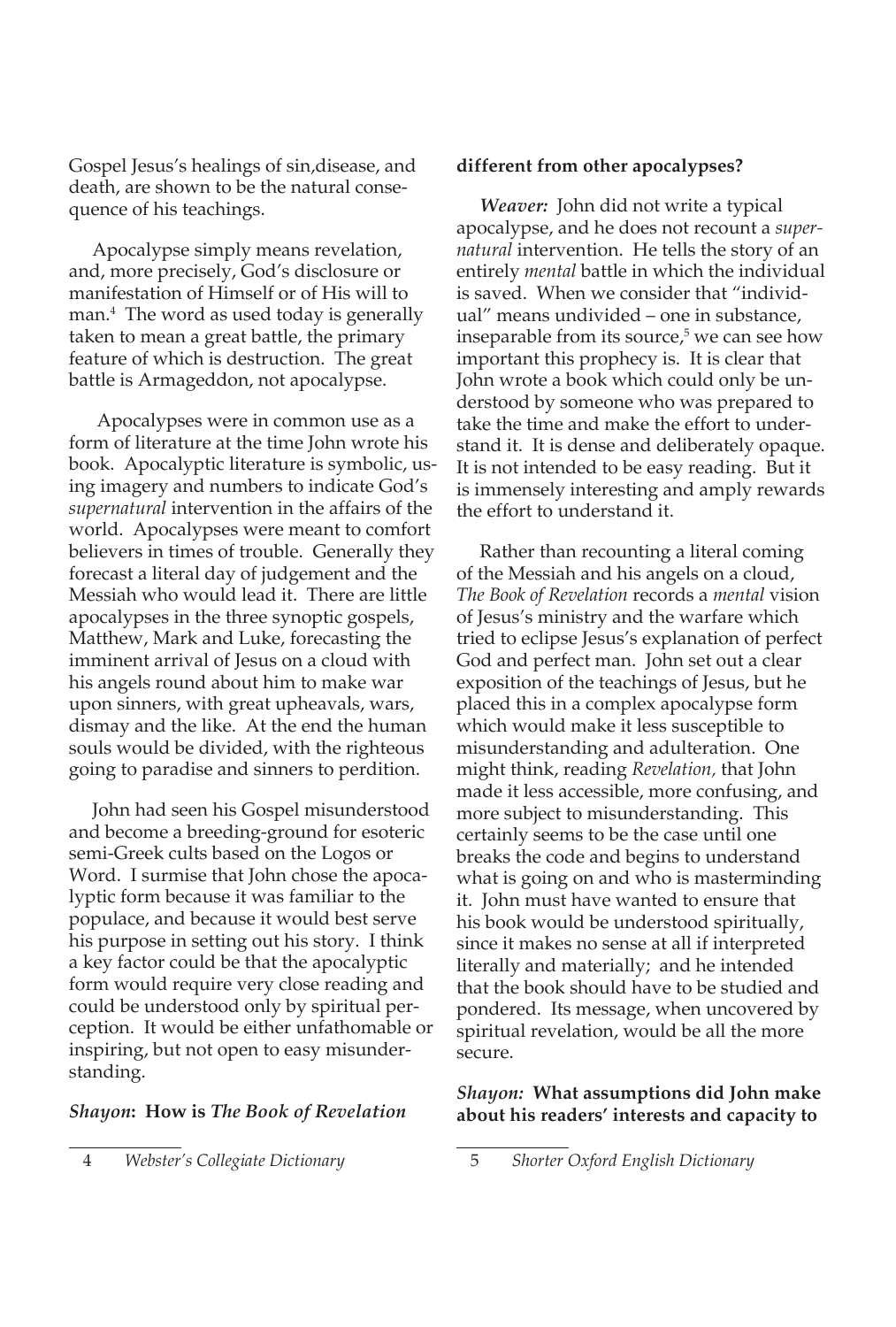Gospel Jesus's healings of sin,disease, and death, are shown to be the natural consequence of his teachings.

Apocalypse simply means revelation, and, more precisely, God's disclosure or manifestation of Himself or of His will to man.[4] The word as used today is generally taken to mean a great battle, the primary feature of which is destruction. The great battle is Armageddon, not apocalypse.

Apocalypses were in common use as a form of literature at the time John wrote his book. Apocalyptic literature is symbolic, using imagery and numbers to indicate God's *supernatural* intervention in the affairs of the world. Apocalypses were meant to comfort believers in times of trouble. Generally they forecast a literal day of judgement and the Messiah who would lead it. There are little apocalypses in the three synoptic gospels, Matthew, Mark and Luke, forecasting the imminent arrival of Jesus on a cloud with his angels round about him to make war upon sinners, with great upheavals, wars, dismay and the like. At the end the human souls would be divided, with the righteous going to paradise and sinners to perdition.

John had seen his Gospel misunderstood and become a breeding-ground for esoteric semi-Greek cults based on the Logos or Word. I surmise that John chose the apocalyptic form because it was familiar to the populace, and because it would best serve his purpose in setting out his story. I think a key factor could be that the apocalyptic form would require very close reading and could be understood only by spiritual perception. It would be either unfathomable or inspiring, but not open to easy misunderstanding.

***Shayon*: How is *The Book of Revelation* different from other apocalypses?**

***Weaver:*** John did not write a typical apocalypse, and he does not recount a *supernatural* intervention. He tells the story of an entirely *mental* battle in which the individual is saved. When we consider that "individual" means undivided – one in substance, inseparable from its source,[5] we can see how important this prophecy is. It is clear that John wrote a book which could only be understood by someone who was prepared to take the time and make the effort to understand it. It is dense and deliberately opaque. It is not intended to be easy reading. But it is immensely interesting and amply rewards the effort to understand it.

Rather than recounting a literal coming of the Messiah and his angels on a cloud, *The Book of Revelation* records a *mental* vision of Jesus's ministry and the warfare which tried to eclipse Jesus's explanation of perfect God and perfect man. John set out a clear exposition of the teachings of Jesus, but he placed this in a complex apocalypse form which would make it less susceptible to misunderstanding and adulteration. One might think, reading *Revelation,* that John made it less accessible, more confusing, and more subject to misunderstanding. This certainly seems to be the case until one breaks the code and begins to understand what is going on and who is masterminding it. John must have wanted to ensure that his book would be understood spiritually, since it makes no sense at all if interpreted literally and materially; and he intended that the book should have to be studied and pondered. Its message, when uncovered by spiritual revelation, would be all the more secure.

***Shayon:* What assumptions did John make about his readers' interests and capacity to**

---

4 *Webster's Collegiate Dictionary*

5 *Shorter Oxford English Dictionary*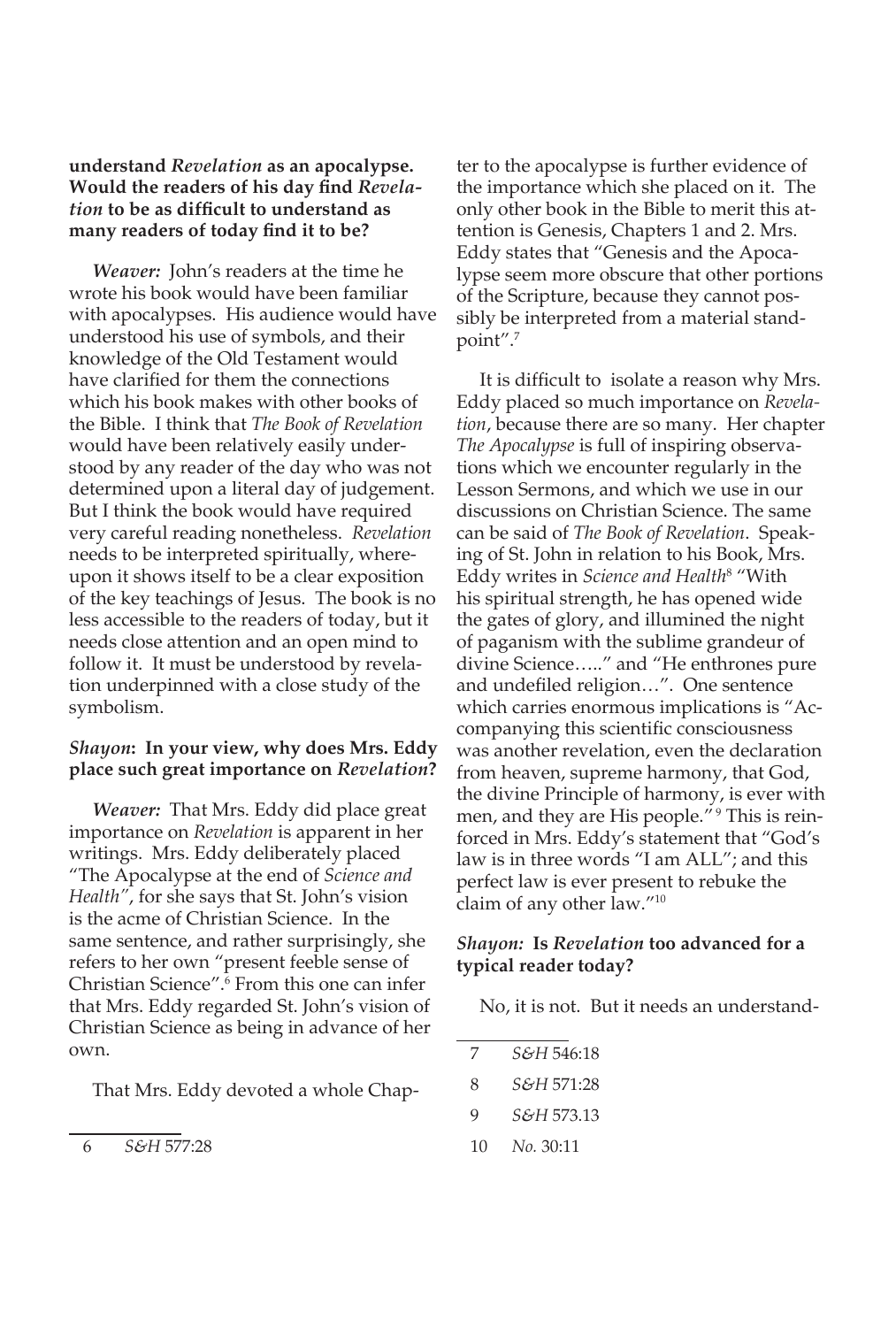**understand *Revelation* as an apocalypse. Would the readers of his day find *Revelation* to be as difficult to understand as many readers of today find it to be?**

***Weaver:*** John's readers at the time he wrote his book would have been familiar with apocalypses. His audience would have understood his use of symbols, and their knowledge of the Old Testament would have clarified for them the connections which his book makes with other books of the Bible. I think that *The Book of Revelation* would have been relatively easily understood by any reader of the day who was not determined upon a literal day of judgement. But I think the book would have required very careful reading nonetheless. *Revelation* needs to be interpreted spiritually, whereupon it shows itself to be a clear exposition of the key teachings of Jesus. The book is no less accessible to the readers of today, but it needs close attention and an open mind to follow it. It must be understood by revelation underpinned with a close study of the symbolism.

***Shayon*: In your view, why does Mrs. Eddy place such great importance on *Revelation*?**

***Weaver:*** That Mrs. Eddy did place great importance on *Revelation* is apparent in her writings. Mrs. Eddy deliberately placed "The Apocalypse at the end of *Science and Health"*, for she says that St. John's vision is the acme of Christian Science. In the same sentence, and rather surprisingly, she refers to her own "present feeble sense of Christian Science".[6] From this one can infer that Mrs. Eddy regarded St. John's vision of Christian Science as being in advance of her own.

That Mrs. Eddy devoted a whole Chapter to the apocalypse is further evidence of the importance which she placed on it. The only other book in the Bible to merit this attention is Genesis, Chapters 1 and 2. Mrs. Eddy states that "Genesis and the Apocalypse seem more obscure that other portions of the Scripture, because they cannot possibly be interpreted from a material standpoint".[7]

It is difficult to isolate a reason why Mrs. Eddy placed so much importance on *Revelation*, because there are so many. Her chapter *The Apocalypse* is full of inspiring observations which we encounter regularly in the Lesson Sermons, and which we use in our discussions on Christian Science. The same can be said of *The Book of Revelation*. Speaking of St. John in relation to his Book, Mrs. Eddy writes in *Science and Health*[8] "With his spiritual strength, he has opened wide the gates of glory, and illumined the night of paganism with the sublime grandeur of divine Science….." and "He enthrones pure and undefiled religion…". One sentence which carries enormous implications is "Accompanying this scientific consciousness was another revelation, even the declaration from heaven, supreme harmony, that God, the divine Principle of harmony, is ever with men, and they are His people."[9] This is reinforced in Mrs. Eddy's statement that "God's law is in three words "I am ALL"; and this perfect law is ever present to rebuke the claim of any other law."[10]

***Shayon:*** **Is *Revelation* too advanced for a typical reader today?**

No, it is not. But it needs an understand-

---

6 *S&H* 577:28

7 *S&H* 546:18

8 *S&H* 571:28

9 *S&H* 573.13

10 *No.* 30:11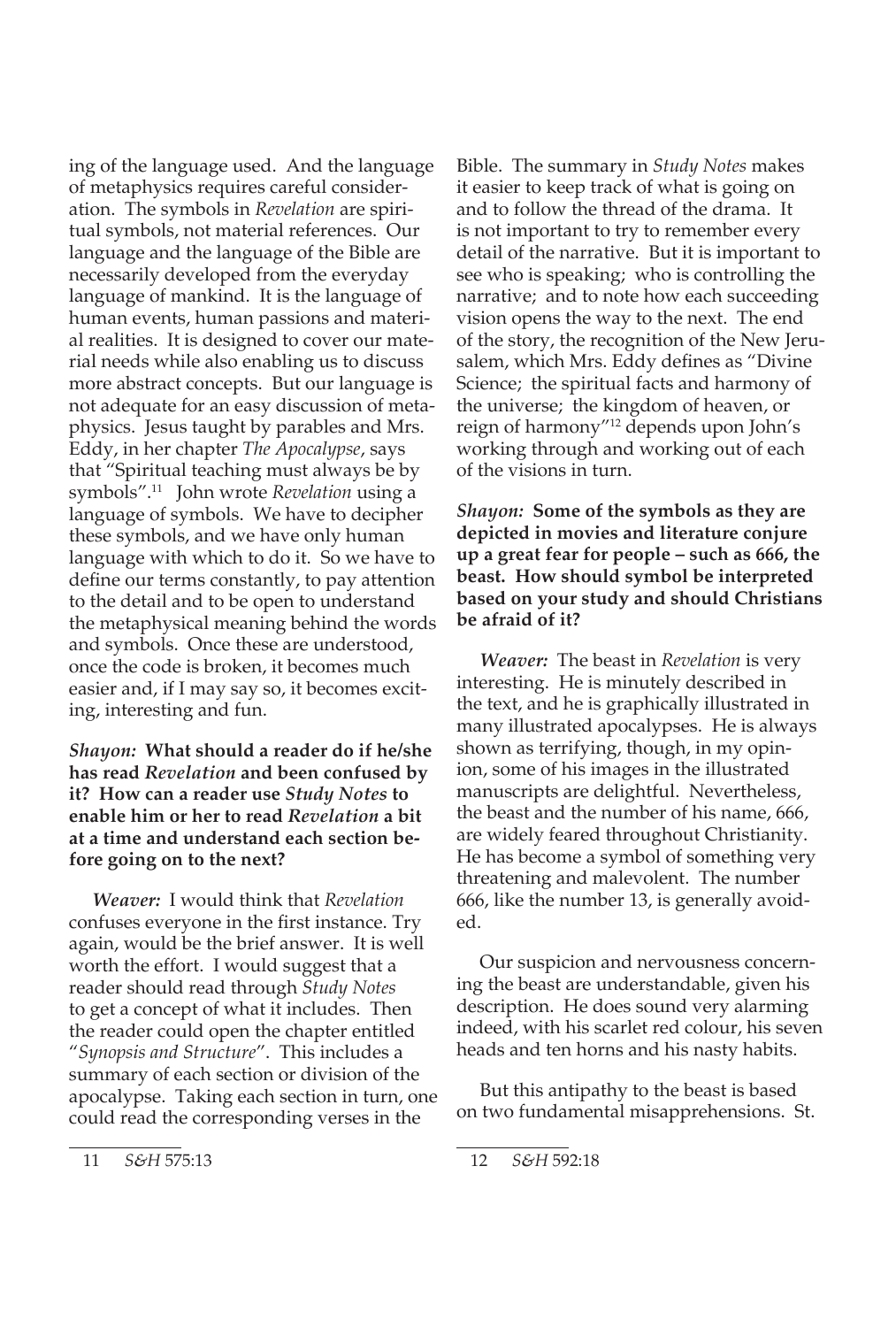ing of the language used. And the language of metaphysics requires careful consideration. The symbols in *Revelation* are spiritual symbols, not material references. Our language and the language of the Bible are necessarily developed from the everyday language of mankind. It is the language of human events, human passions and material realities. It is designed to cover our material needs while also enabling us to discuss more abstract concepts. But our language is not adequate for an easy discussion of metaphysics. Jesus taught by parables and Mrs. Eddy, in her chapter *The Apocalypse*, says that "Spiritual teaching must always be by symbols".[11] John wrote *Revelation* using a language of symbols. We have to decipher these symbols, and we have only human language with which to do it. So we have to define our terms constantly, to pay attention to the detail and to be open to understand the metaphysical meaning behind the words and symbols. Once these are understood, once the code is broken, it becomes much easier and, if I may say so, it becomes exciting, interesting and fun.

***Shayon:* What should a reader do if he/she has read *Revelation* and been confused by it? How can a reader use *Study Notes* to enable him or her to read *Revelation* a bit at a time and understand each section before going on to the next?**

***Weaver:*** I would think that *Revelation* confuses everyone in the first instance. Try again, would be the brief answer. It is well worth the effort. I would suggest that a reader should read through *Study Notes* to get a concept of what it includes. Then the reader could open the chapter entitled "*Synopsis and Structure*". This includes a summary of each section or division of the apocalypse. Taking each section in turn, one could read the corresponding verses in the Bible. The summary in *Study Notes* makes it easier to keep track of what is going on and to follow the thread of the drama. It is not important to try to remember every detail of the narrative. But it is important to see who is speaking; who is controlling the narrative; and to note how each succeeding vision opens the way to the next. The end of the story, the recognition of the New Jerusalem, which Mrs. Eddy defines as "Divine Science; the spiritual facts and harmony of the universe; the kingdom of heaven, or reign of harmony"[12] depends upon John's working through and working out of each of the visions in turn.

***Shayon:* Some of the symbols as they are depicted in movies and literature conjure up a great fear for people – such as 666, the beast. How should symbol be interpreted based on your study and should Christians be afraid of it?**

***Weaver:*** The beast in *Revelation* is very interesting. He is minutely described in the text, and he is graphically illustrated in many illustrated apocalypses. He is always shown as terrifying, though, in my opinion, some of his images in the illustrated manuscripts are delightful. Nevertheless, the beast and the number of his name, 666, are widely feared throughout Christianity. He has become a symbol of something very threatening and malevolent. The number 666, like the number 13, is generally avoided.

Our suspicion and nervousness concerning the beast are understandable, given his description. He does sound very alarming indeed, with his scarlet red colour, his seven heads and ten horns and his nasty habits.

But this antipathy to the beast is based on two fundamental misapprehensions. St.

---

11 *S&H* 575:13

12 *S&H* 592:18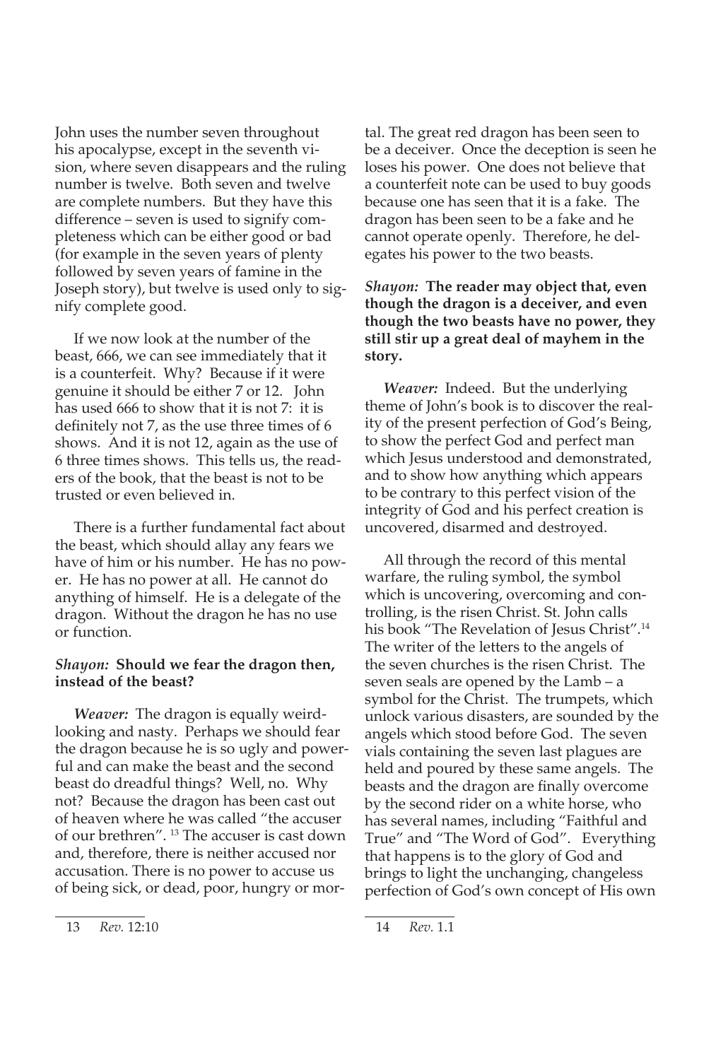John uses the number seven throughout his apocalypse, except in the seventh vision, where seven disappears and the ruling number is twelve. Both seven and twelve are complete numbers. But they have this difference – seven is used to signify completeness which can be either good or bad (for example in the seven years of plenty followed by seven years of famine in the Joseph story), but twelve is used only to signify complete good.

If we now look at the number of the beast, 666, we can see immediately that it is a counterfeit. Why? Because if it were genuine it should be either 7 or 12. John has used 666 to show that it is not 7: it is definitely not 7, as the use three times of 6 shows. And it is not 12, again as the use of 6 three times shows. This tells us, the readers of the book, that the beast is not to be trusted or even believed in.

There is a further fundamental fact about the beast, which should allay any fears we have of him or his number. He has no power. He has no power at all. He cannot do anything of himself. He is a delegate of the dragon. Without the dragon he has no use or function.

***Shayon:*** **Should we fear the dragon then, instead of the beast?**

***Weaver:*** The dragon is equally weird-looking and nasty. Perhaps we should fear the dragon because he is so ugly and powerful and can make the beast and the second beast do dreadful things? Well, no. Why not? Because the dragon has been cast out of heaven where he was called "the accuser of our brethren". [13] The accuser is cast down and, therefore, there is neither accused nor accusation. There is no power to accuse us of being sick, or dead, poor, hungry or mortal. The great red dragon has been seen to be a deceiver. Once the deception is seen he loses his power. One does not believe that a counterfeit note can be used to buy goods because one has seen that it is a fake. The dragon has been seen to be a fake and he cannot operate openly. Therefore, he delegates his power to the two beasts.

***Shayon:*** **The reader may object that, even though the dragon is a deceiver, and even though the two beasts have no power, they still stir up a great deal of mayhem in the story.**

***Weaver:*** Indeed. But the underlying theme of John's book is to discover the reality of the present perfection of God's Being, to show the perfect God and perfect man which Jesus understood and demonstrated, and to show how anything which appears to be contrary to this perfect vision of the integrity of God and his perfect creation is uncovered, disarmed and destroyed.

All through the record of this mental warfare, the ruling symbol, the symbol which is uncovering, overcoming and controlling, is the risen Christ. St. John calls his book "The Revelation of Jesus Christ".[14] The writer of the letters to the angels of the seven churches is the risen Christ. The seven seals are opened by the Lamb – a symbol for the Christ. The trumpets, which unlock various disasters, are sounded by the angels which stood before God. The seven vials containing the seven last plagues are held and poured by these same angels. The beasts and the dragon are finally overcome by the second rider on a white horse, who has several names, including "Faithful and True" and "The Word of God". Everything that happens is to the glory of God and brings to light the unchanging, changeless perfection of God's own concept of His own

13 *Rev.* 12:10

14 *Rev.* 1.1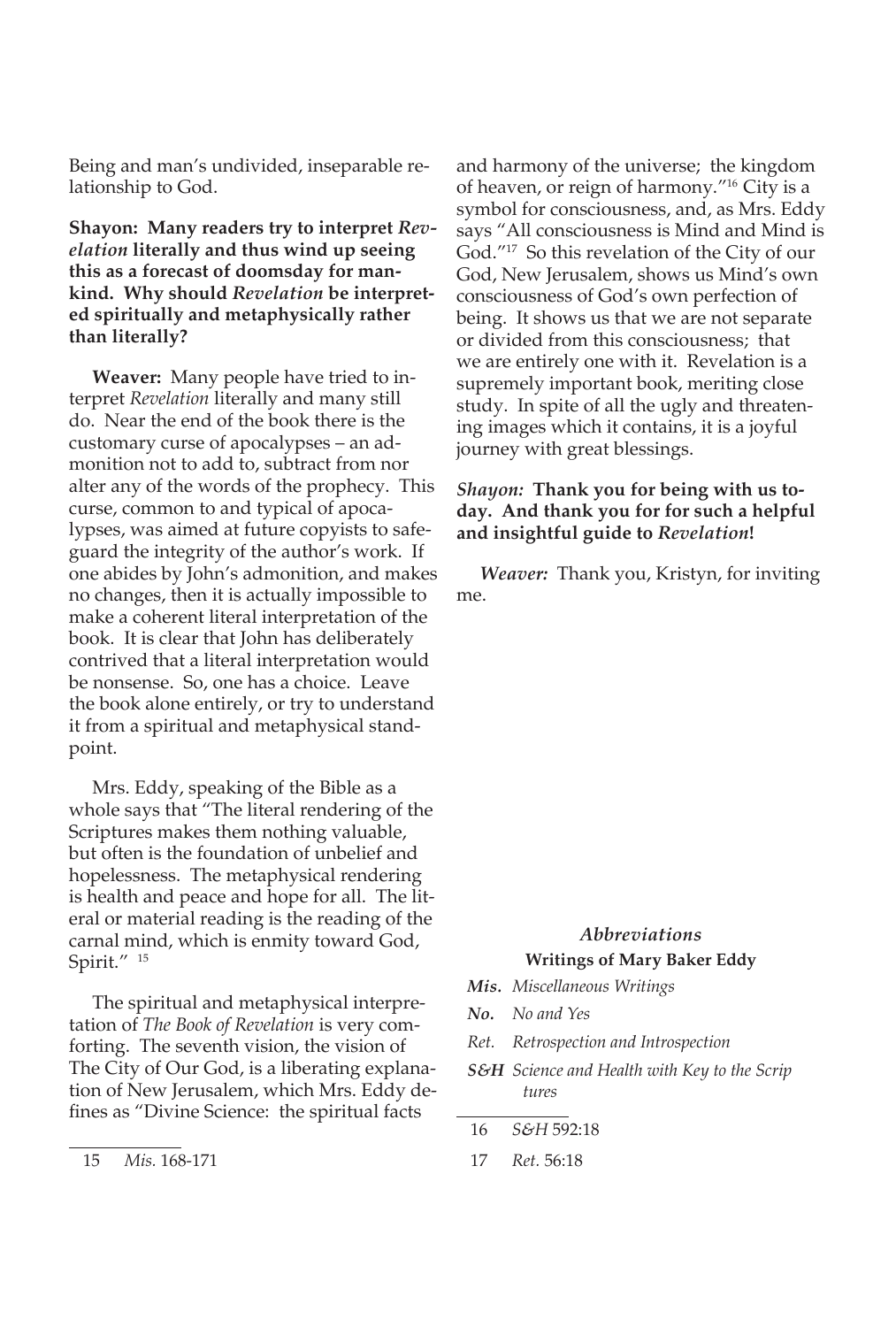Being and man's undivided, inseparable relationship to God.

**Shayon: Many readers try to interpret *Revelation* literally and thus wind up seeing this as a forecast of doomsday for mankind. Why should *Revelation* be interpreted spiritually and metaphysically rather than literally?**

**Weaver:** Many people have tried to interpret *Revelation* literally and many still do. Near the end of the book there is the customary curse of apocalypses – an admonition not to add to, subtract from nor alter any of the words of the prophecy. This curse, common to and typical of apocalypses, was aimed at future copyists to safeguard the integrity of the author's work. If one abides by John's admonition, and makes no changes, then it is actually impossible to make a coherent literal interpretation of the book. It is clear that John has deliberately contrived that a literal interpretation would be nonsense. So, one has a choice. Leave the book alone entirely, or try to understand it from a spiritual and metaphysical standpoint.

Mrs. Eddy, speaking of the Bible as a whole says that "The literal rendering of the Scriptures makes them nothing valuable, but often is the foundation of unbelief and hopelessness. The metaphysical rendering is health and peace and hope for all. The literal or material reading is the reading of the carnal mind, which is enmity toward God, Spirit." [15]

The spiritual and metaphysical interpretation of *The Book of Revelation* is very comforting. The seventh vision, the vision of The City of Our God, is a liberating explanation of New Jerusalem, which Mrs. Eddy defines as "Divine Science: the spiritual facts and harmony of the universe; the kingdom of heaven, or reign of harmony."[16] City is a symbol for consciousness, and, as Mrs. Eddy says "All consciousness is Mind and Mind is God."[17] So this revelation of the City of our God, New Jerusalem, shows us Mind's own consciousness of God's own perfection of being. It shows us that we are not separate or divided from this consciousness; that we are entirely one with it. Revelation is a supremely important book, meriting close study. In spite of all the ugly and threatening images which it contains, it is a joyful journey with great blessings.

***Shayon:* Thank you for being with us today. And thank you for for such a helpful and insightful guide to *Revelation*!**

***Weaver:*** Thank you, Kristyn, for inviting me.

### *Abbreviations*

**Writings of Mary Baker Eddy**

***Mis.*** *Miscellaneous Writings*

***No.*** *No and Yes*

*Ret.* *Retrospection and Introspection*

***S&H*** *Science and Health with Key to the Scriptures*

---

15 *Mis.* 168-171

16 *S&H* 592:18

17 *Ret.* 56:18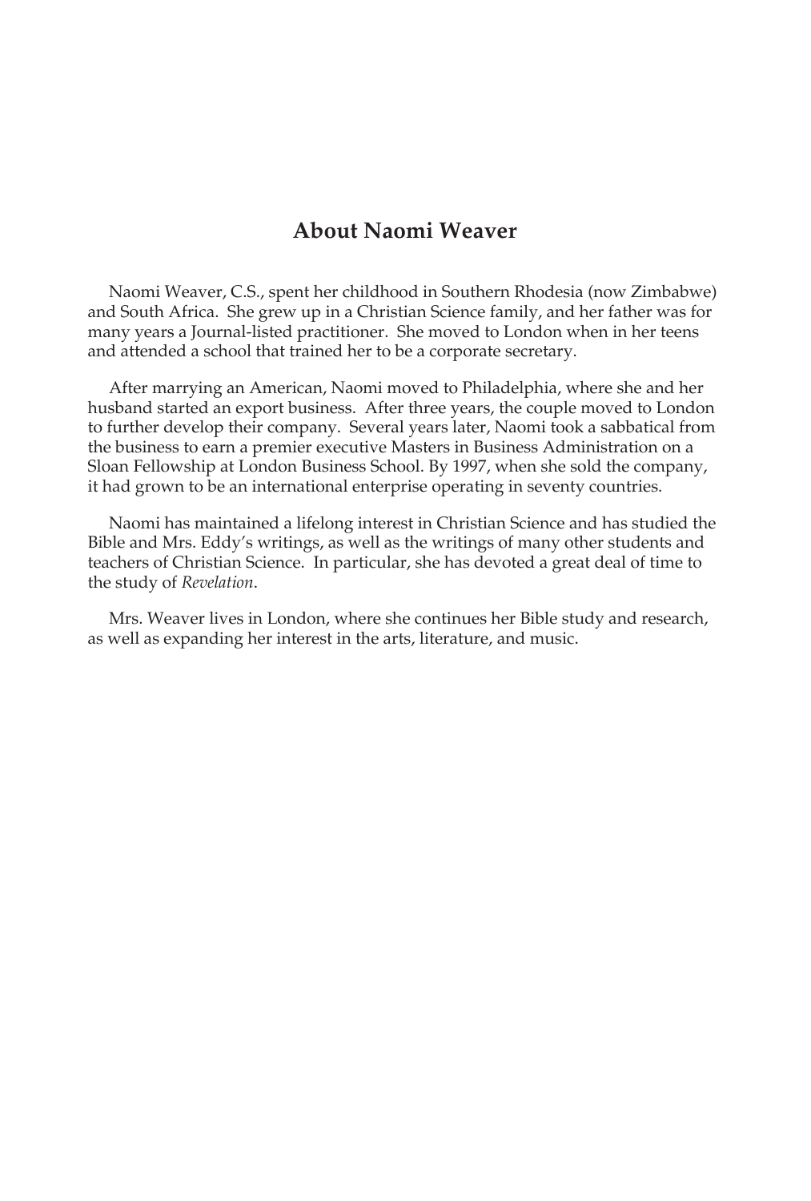## About Naomi Weaver

Naomi Weaver, C.S., spent her childhood in Southern Rhodesia (now Zimbabwe) and South Africa. She grew up in a Christian Science family, and her father was for many years a Journal-listed practitioner. She moved to London when in her teens and attended a school that trained her to be a corporate secretary.

After marrying an American, Naomi moved to Philadelphia, where she and her husband started an export business. After three years, the couple moved to London to further develop their company. Several years later, Naomi took a sabbatical from the business to earn a premier executive Masters in Business Administration on a Sloan Fellowship at London Business School. By 1997, when she sold the company, it had grown to be an international enterprise operating in seventy countries.

Naomi has maintained a lifelong interest in Christian Science and has studied the Bible and Mrs. Eddy's writings, as well as the writings of many other students and teachers of Christian Science. In particular, she has devoted a great deal of time to the study of *Revelation*.

Mrs. Weaver lives in London, where she continues her Bible study and research, as well as expanding her interest in the arts, literature, and music.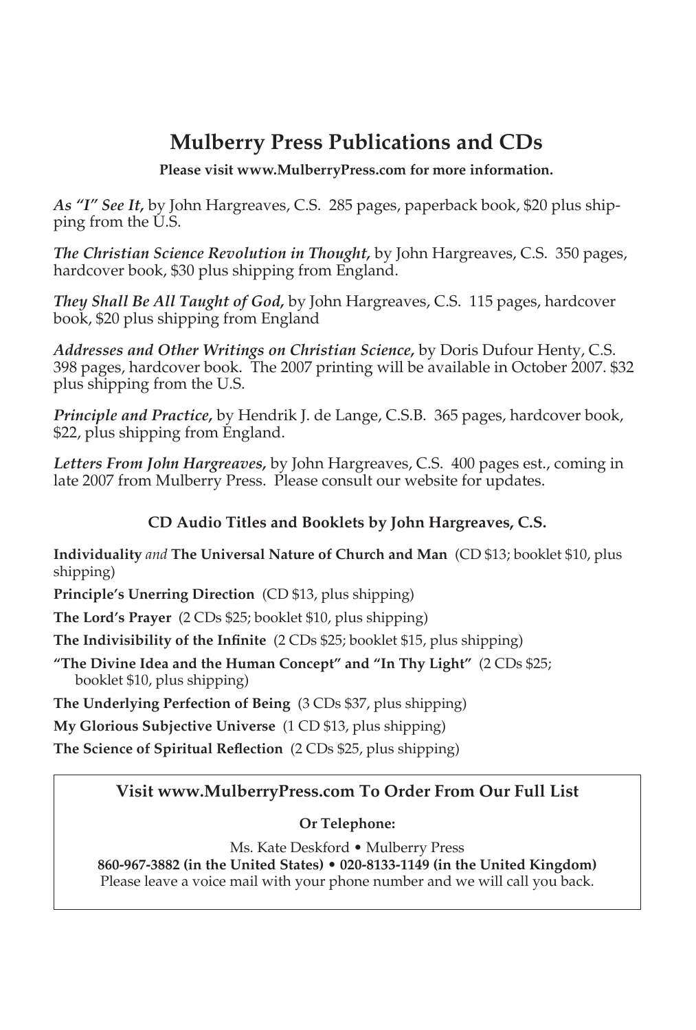# Mulberry Press Publications and CDs

**Please visit www.MulberryPress.com for more information.**

***As "I" See It,*** by John Hargreaves, C.S. 285 pages, paperback book, $20 plus shipping from the U.S.

***The Christian Science Revolution in Thought,*** by John Hargreaves, C.S. 350 pages, hardcover book, $30 plus shipping from England.

***They Shall Be All Taught of God,*** by John Hargreaves, C.S. 115 pages, hardcover book, $20 plus shipping from England

***Addresses and Other Writings on Christian Science,*** by Doris Dufour Henty, C.S. 398 pages, hardcover book. The 2007 printing will be available in October 2007. $32 plus shipping from the U.S.

***Principle and Practice,*** by Hendrik J. de Lange, C.S.B. 365 pages, hardcover book, $22, plus shipping from England.

***Letters From John Hargreaves,*** by John Hargreaves, C.S. 400 pages est., coming in late 2007 from Mulberry Press. Please consult our website for updates.

### CD Audio Titles and Booklets by John Hargreaves, C.S.

**Individuality** *and* **The Universal Nature of Church and Man** (CD $13; booklet $10, plus shipping)

**Principle's Unerring Direction** (CD $13, plus shipping)

**The Lord's Prayer** (2 CDs $25; booklet $10, plus shipping)

**The Indivisibility of the Infinite** (2 CDs $25; booklet $15, plus shipping)

**"The Divine Idea and the Human Concept" and "In Thy Light"** (2 CDs $25; booklet $10, plus shipping)

**The Underlying Perfection of Being** (3 CDs $37, plus shipping)

**My Glorious Subjective Universe** (1 CD $13, plus shipping)

**The Science of Spiritual Reflection** (2 CDs $25, plus shipping)

### Visit www.MulberryPress.com To Order From Our Full List

**Or Telephone:**

Ms. Kate Deskford • Mulberry Press

**860-967-3882 (in the United States) • 020-8133-1149 (in the United Kingdom)**

Please leave a voice mail with your phone number and we will call you back.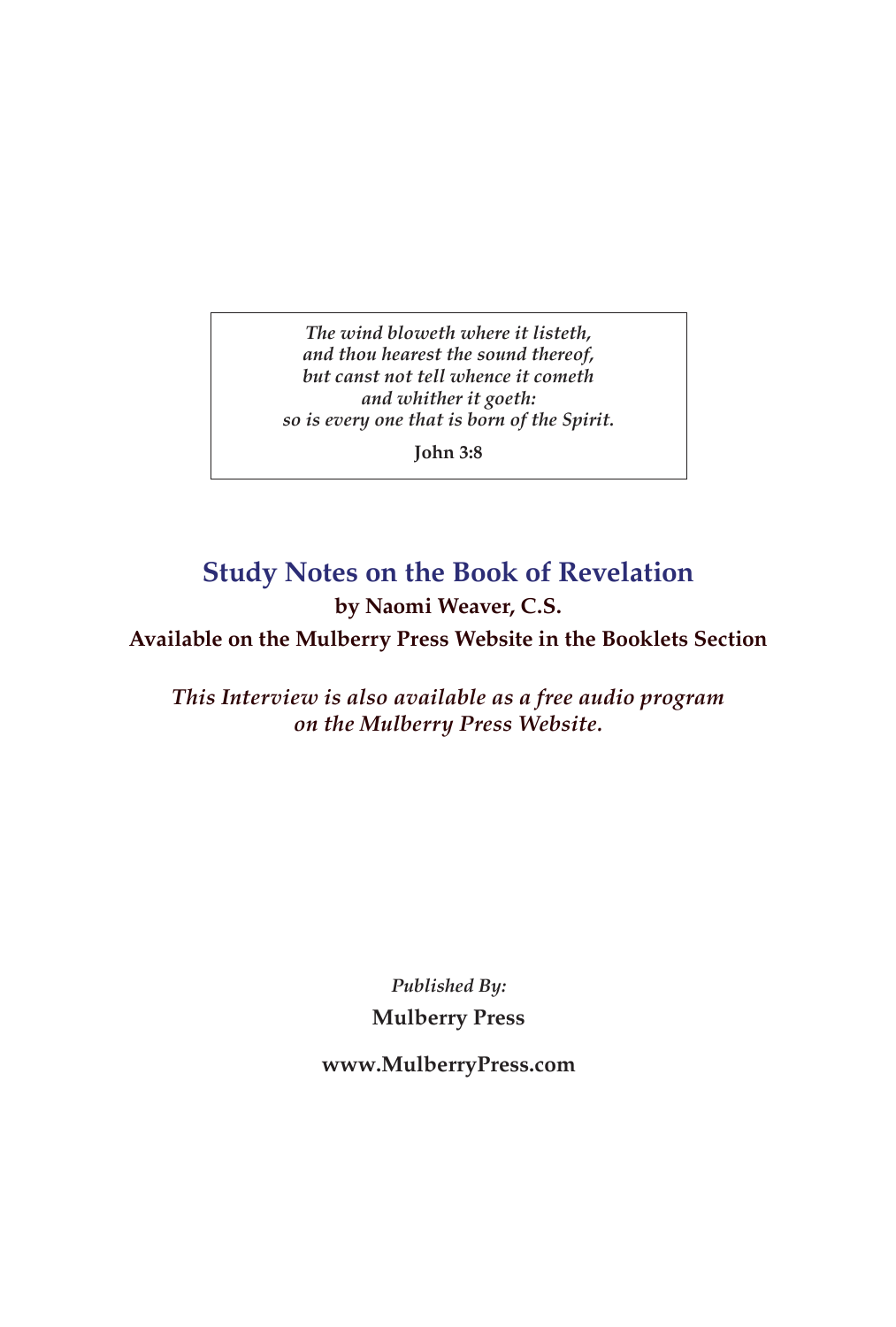*The wind bloweth where it listeth,*
*and thou hearest the sound thereof,*
*but canst not tell whence it cometh*
*and whither it goeth:*
*so is every one that is born of the Spirit.*

**John 3:8**

## Study Notes on the Book of Revelation

**by Naomi Weaver, C.S.**

**Available on the Mulberry Press Website in the Booklets Section**

*This Interview is also available as a free audio program on the Mulberry Press Website.*

*Published By:*

**Mulberry Press**

**www.MulberryPress.com**